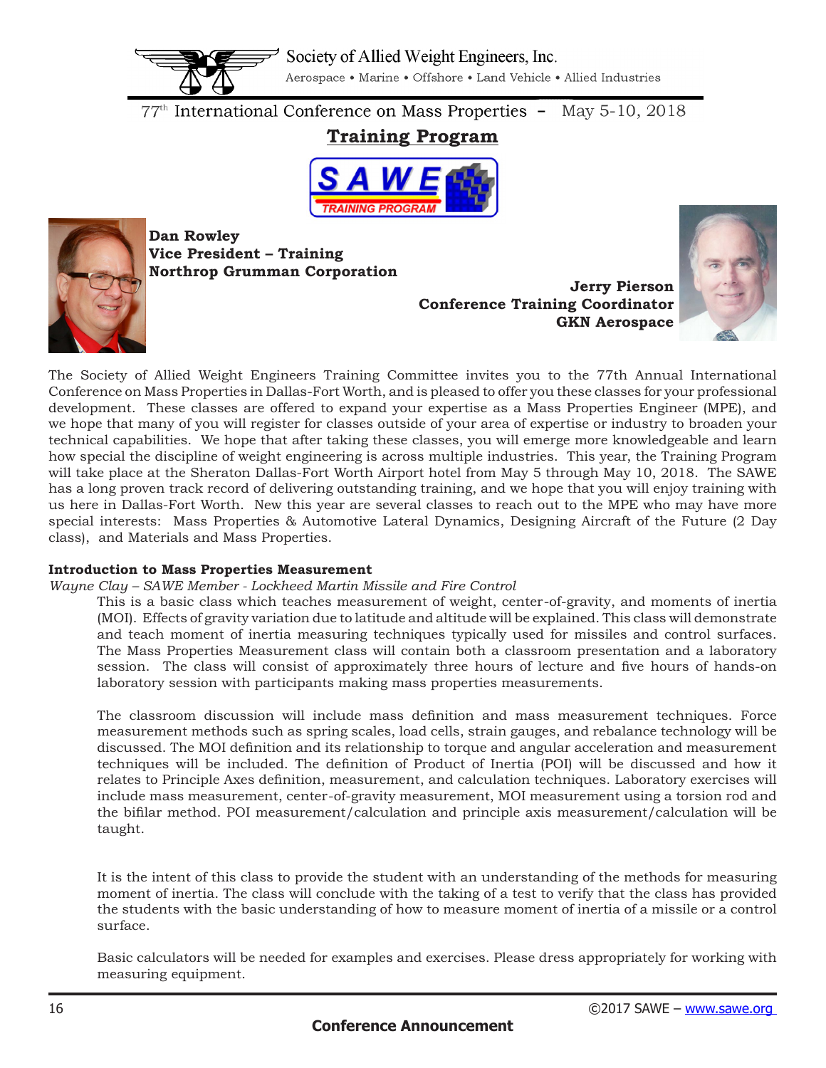Society of Allied Weight Engineers, Inc.

Aerospace • Marine • Offshore • Land Vehicle • Allied Industries

77th International Conference on Mass Properties – May 5-10, 2018

# Training Program

**Dan Rowley**
**Vice President – Training**
**Northrop Grumman Corporation**

**Jerry Pierson**
**Conference Training Coordinator**
**GKN Aerospace**

The Society of Allied Weight Engineers Training Committee invites you to the 77th Annual International Conference on Mass Properties in Dallas-Fort Worth, and is pleased to offer you these classes for your professional development. These classes are offered to expand your expertise as a Mass Properties Engineer (MPE), and we hope that many of you will register for classes outside of your area of expertise or industry to broaden your technical capabilities. We hope that after taking these classes, you will emerge more knowledgeable and learn how special the discipline of weight engineering is across multiple industries. This year, the Training Program will take place at the Sheraton Dallas-Fort Worth Airport hotel from May 5 through May 10, 2018. The SAWE has a long proven track record of delivering outstanding training, and we hope that you will enjoy training with us here in Dallas-Fort Worth. New this year are several classes to reach out to the MPE who may have more special interests: Mass Properties & Automotive Lateral Dynamics, Designing Aircraft of the Future (2 Day class), and Materials and Mass Properties.

### Introduction to Mass Properties Measurement

*Wayne Clay – SAWE Member - Lockheed Martin Missile and Fire Control*

This is a basic class which teaches measurement of weight, center-of-gravity, and moments of inertia (MOI). Effects of gravity variation due to latitude and altitude will be explained. This class will demonstrate and teach moment of inertia measuring techniques typically used for missiles and control surfaces. The Mass Properties Measurement class will contain both a classroom presentation and a laboratory session. The class will consist of approximately three hours of lecture and five hours of hands-on laboratory session with participants making mass properties measurements.

The classroom discussion will include mass definition and mass measurement techniques. Force measurement methods such as spring scales, load cells, strain gauges, and rebalance technology will be discussed. The MOI definition and its relationship to torque and angular acceleration and measurement techniques will be included. The definition of Product of Inertia (POI) will be discussed and how it relates to Principle Axes definition, measurement, and calculation techniques. Laboratory exercises will include mass measurement, center-of-gravity measurement, MOI measurement using a torsion rod and the bifilar method. POI measurement/calculation and principle axis measurement/calculation will be taught.

It is the intent of this class to provide the student with an understanding of the methods for measuring moment of inertia. The class will conclude with the taking of a test to verify that the class has provided the students with the basic understanding of how to measure moment of inertia of a missile or a control surface.

Basic calculators will be needed for examples and exercises. Please dress appropriately for working with measuring equipment.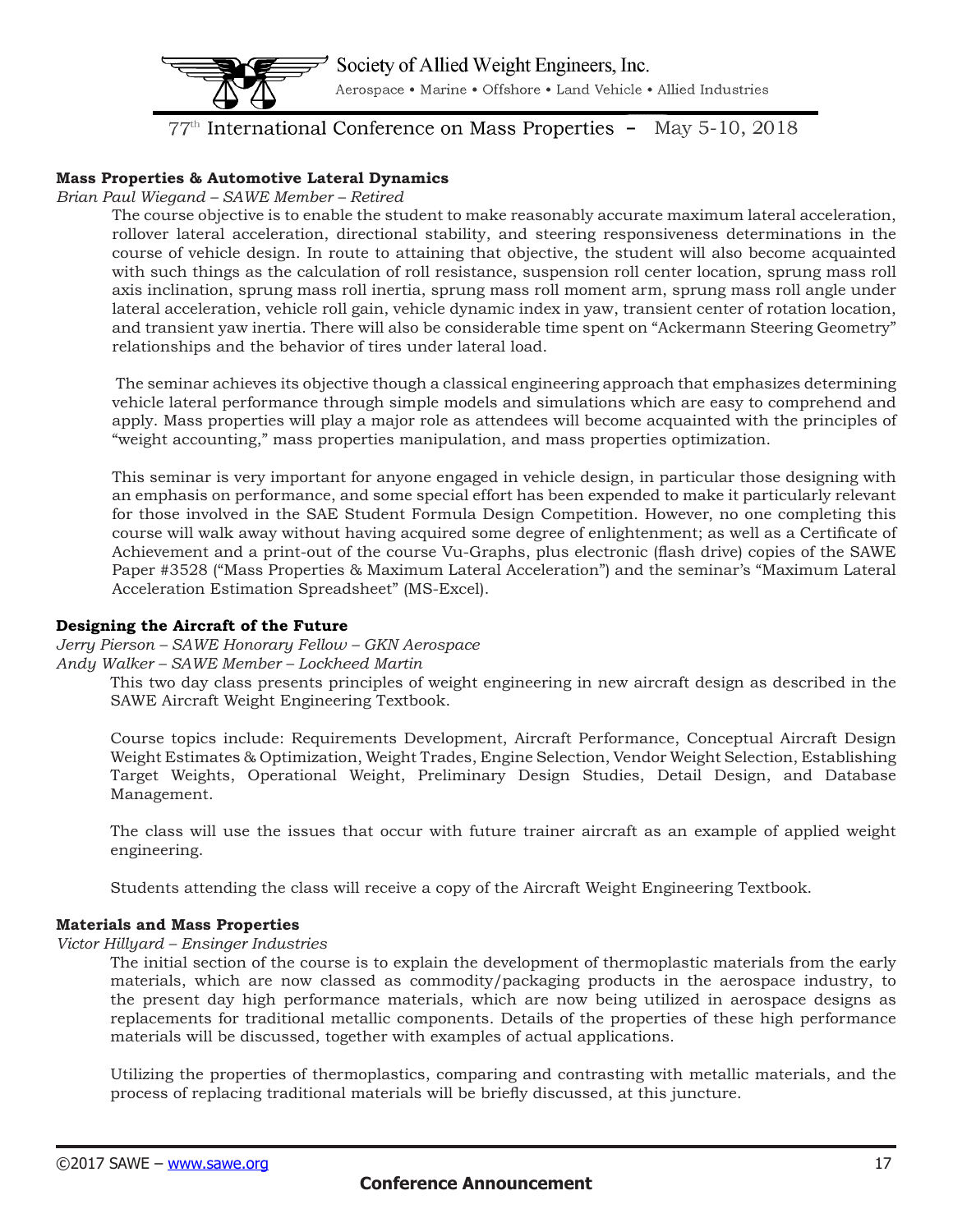### Mass Properties & Automotive Lateral Dynamics

*Brian Paul Wiegand – SAWE Member – Retired*

The course objective is to enable the student to make reasonably accurate maximum lateral acceleration, rollover lateral acceleration, directional stability, and steering responsiveness determinations in the course of vehicle design. In route to attaining that objective, the student will also become acquainted with such things as the calculation of roll resistance, suspension roll center location, sprung mass roll axis inclination, sprung mass roll inertia, sprung mass roll moment arm, sprung mass roll angle under lateral acceleration, vehicle roll gain, vehicle dynamic index in yaw, transient center of rotation location, and transient yaw inertia. There will also be considerable time spent on "Ackermann Steering Geometry" relationships and the behavior of tires under lateral load.

The seminar achieves its objective though a classical engineering approach that emphasizes determining vehicle lateral performance through simple models and simulations which are easy to comprehend and apply. Mass properties will play a major role as attendees will become acquainted with the principles of "weight accounting," mass properties manipulation, and mass properties optimization.

This seminar is very important for anyone engaged in vehicle design, in particular those designing with an emphasis on performance, and some special effort has been expended to make it particularly relevant for those involved in the SAE Student Formula Design Competition. However, no one completing this course will walk away without having acquired some degree of enlightenment; as well as a Certificate of Achievement and a print-out of the course Vu-Graphs, plus electronic (flash drive) copies of the SAWE Paper #3528 ("Mass Properties & Maximum Lateral Acceleration") and the seminar's "Maximum Lateral Acceleration Estimation Spreadsheet" (MS-Excel).

### Designing the Aircraft of the Future

*Jerry Pierson – SAWE Honorary Fellow – GKN Aerospace*
*Andy Walker – SAWE Member – Lockheed Martin*

This two day class presents principles of weight engineering in new aircraft design as described in the SAWE Aircraft Weight Engineering Textbook.

Course topics include: Requirements Development, Aircraft Performance, Conceptual Aircraft Design Weight Estimates & Optimization, Weight Trades, Engine Selection, Vendor Weight Selection, Establishing Target Weights, Operational Weight, Preliminary Design Studies, Detail Design, and Database Management.

The class will use the issues that occur with future trainer aircraft as an example of applied weight engineering.

Students attending the class will receive a copy of the Aircraft Weight Engineering Textbook.

### Materials and Mass Properties

*Victor Hillyard – Ensinger Industries*

The initial section of the course is to explain the development of thermoplastic materials from the early materials, which are now classed as commodity/packaging products in the aerospace industry, to the present day high performance materials, which are now being utilized in aerospace designs as replacements for traditional metallic components. Details of the properties of these high performance materials will be discussed, together with examples of actual applications.

Utilizing the properties of thermoplastics, comparing and contrasting with metallic materials, and the process of replacing traditional materials will be briefly discussed, at this juncture.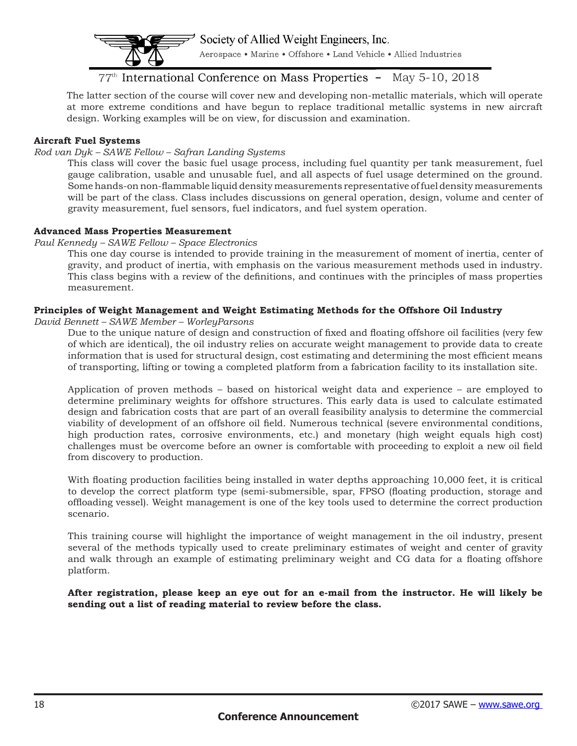The latter section of the course will cover new and developing non-metallic materials, which will operate at more extreme conditions and have begun to replace traditional metallic systems in new aircraft design. Working examples will be on view, for discussion and examination.

**Aircraft Fuel Systems**

*Rod van Dyk – SAWE Fellow – Safran Landing Systems*

This class will cover the basic fuel usage process, including fuel quantity per tank measurement, fuel gauge calibration, usable and unusable fuel, and all aspects of fuel usage determined on the ground. Some hands-on non-flammable liquid density measurements representative of fuel density measurements will be part of the class. Class includes discussions on general operation, design, volume and center of gravity measurement, fuel sensors, fuel indicators, and fuel system operation.

**Advanced Mass Properties Measurement**

*Paul Kennedy – SAWE Fellow – Space Electronics*

This one day course is intended to provide training in the measurement of moment of inertia, center of gravity, and product of inertia, with emphasis on the various measurement methods used in industry. This class begins with a review of the definitions, and continues with the principles of mass properties measurement.

**Principles of Weight Management and Weight Estimating Methods for the Offshore Oil Industry**

*David Bennett – SAWE Member – WorleyParsons*

Due to the unique nature of design and construction of fixed and floating offshore oil facilities (very few of which are identical), the oil industry relies on accurate weight management to provide data to create information that is used for structural design, cost estimating and determining the most efficient means of transporting, lifting or towing a completed platform from a fabrication facility to its installation site.

Application of proven methods – based on historical weight data and experience – are employed to determine preliminary weights for offshore structures. This early data is used to calculate estimated design and fabrication costs that are part of an overall feasibility analysis to determine the commercial viability of development of an offshore oil field. Numerous technical (severe environmental conditions, high production rates, corrosive environments, etc.) and monetary (high weight equals high cost) challenges must be overcome before an owner is comfortable with proceeding to exploit a new oil field from discovery to production.

With floating production facilities being installed in water depths approaching 10,000 feet, it is critical to develop the correct platform type (semi-submersible, spar, FPSO (floating production, storage and offloading vessel). Weight management is one of the key tools used to determine the correct production scenario.

This training course will highlight the importance of weight management in the oil industry, present several of the methods typically used to create preliminary estimates of weight and center of gravity and walk through an example of estimating preliminary weight and CG data for a floating offshore platform.

**After registration, please keep an eye out for an e-mail from the instructor. He will likely be sending out a list of reading material to review before the class.**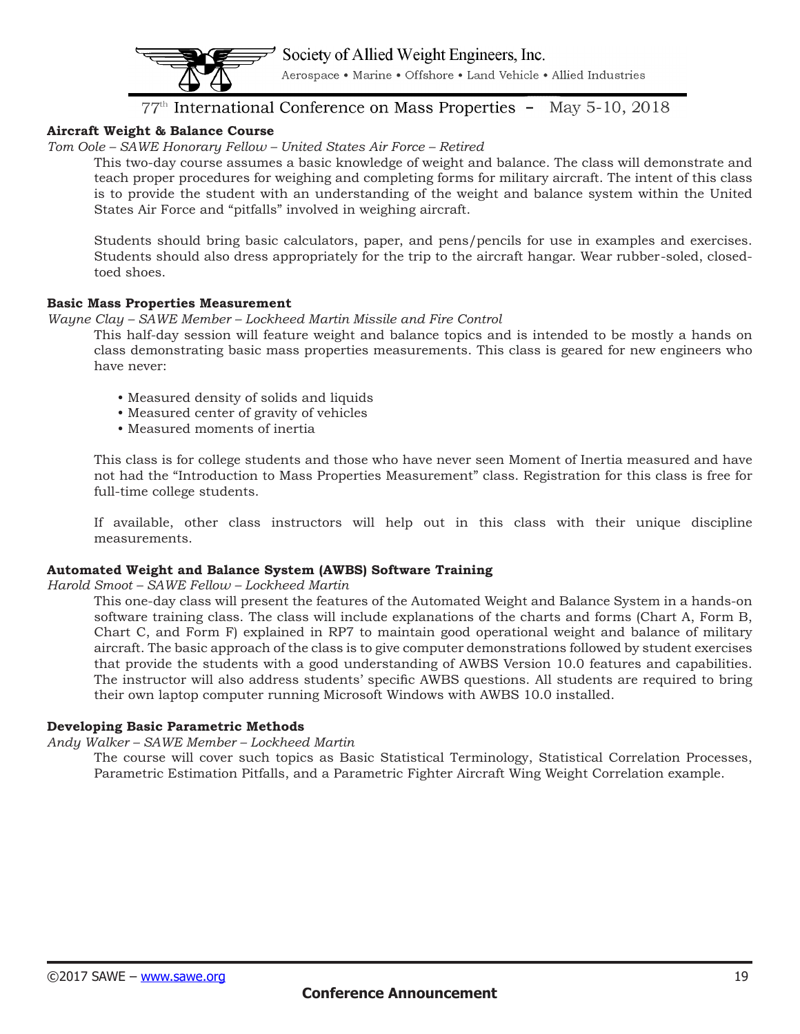### Aircraft Weight & Balance Course

*Tom Oole – SAWE Honorary Fellow – United States Air Force – Retired*

This two-day course assumes a basic knowledge of weight and balance. The class will demonstrate and teach proper procedures for weighing and completing forms for military aircraft. The intent of this class is to provide the student with an understanding of the weight and balance system within the United States Air Force and "pitfalls" involved in weighing aircraft.

Students should bring basic calculators, paper, and pens/pencils for use in examples and exercises. Students should also dress appropriately for the trip to the aircraft hangar. Wear rubber-soled, closed-toed shoes.

### Basic Mass Properties Measurement

*Wayne Clay – SAWE Member – Lockheed Martin Missile and Fire Control*

This half-day session will feature weight and balance topics and is intended to be mostly a hands on class demonstrating basic mass properties measurements. This class is geared for new engineers who have never:

- Measured density of solids and liquids
- Measured center of gravity of vehicles
- Measured moments of inertia

This class is for college students and those who have never seen Moment of Inertia measured and have not had the "Introduction to Mass Properties Measurement" class. Registration for this class is free for full-time college students.

If available, other class instructors will help out in this class with their unique discipline measurements.

### Automated Weight and Balance System (AWBS) Software Training

*Harold Smoot – SAWE Fellow – Lockheed Martin*

This one-day class will present the features of the Automated Weight and Balance System in a hands-on software training class. The class will include explanations of the charts and forms (Chart A, Form B, Chart C, and Form F) explained in RP7 to maintain good operational weight and balance of military aircraft. The basic approach of the class is to give computer demonstrations followed by student exercises that provide the students with a good understanding of AWBS Version 10.0 features and capabilities. The instructor will also address students' specific AWBS questions. All students are required to bring their own laptop computer running Microsoft Windows with AWBS 10.0 installed.

### Developing Basic Parametric Methods

*Andy Walker – SAWE Member – Lockheed Martin*

The course will cover such topics as Basic Statistical Terminology, Statistical Correlation Processes, Parametric Estimation Pitfalls, and a Parametric Fighter Aircraft Wing Weight Correlation example.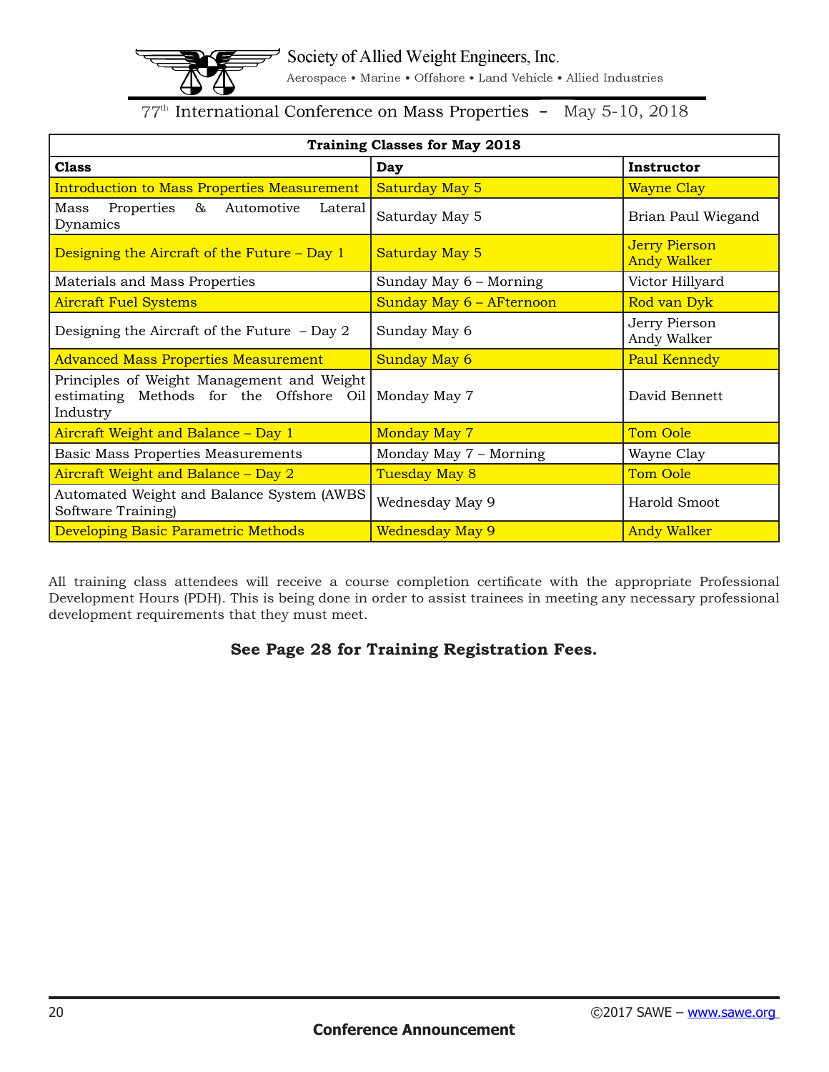Society of Allied Weight Engineers, Inc.

Aerospace • Marine • Offshore • Land Vehicle • Allied Industries

77th International Conference on Mass Properties – May 5-10, 2018

| Training Classes for May 2018 | | |
|---|---|---|
| **Class** | **Day** | **Instructor** |
| Introduction to Mass Properties Measurement | Saturday May 5 | Wayne Clay |
| Mass Properties & Automotive Lateral Dynamics | Saturday May 5 | Brian Paul Wiegand |
| Designing the Aircraft of the Future – Day 1 | Saturday May 5 | Jerry Pierson<br>Andy Walker |
| Materials and Mass Properties | Sunday May 6 – Morning | Victor Hillyard |
| Aircraft Fuel Systems | Sunday May 6 – AFternoon | Rod van Dyk |
| Designing the Aircraft of the Future – Day 2 | Sunday May 6 | Jerry Pierson<br>Andy Walker |
| Advanced Mass Properties Measurement | Sunday May 6 | Paul Kennedy |
| Principles of Weight Management and Weight estimating Methods for the Offshore Oil Industry | Monday May 7 | David Bennett |
| Aircraft Weight and Balance – Day 1 | Monday May 7 | Tom Oole |
| Basic Mass Properties Measurements | Monday May 7 – Morning | Wayne Clay |
| Aircraft Weight and Balance – Day 2 | Tuesday May 8 | Tom Oole |
| Automated Weight and Balance System (AWBS Software Training) | Wednesday May 9 | Harold Smoot |
| Developing Basic Parametric Methods | Wednesday May 9 | Andy Walker |

All training class attendees will receive a course completion certificate with the appropriate Professional Development Hours (PDH). This is being done in order to assist trainees in meeting any necessary professional development requirements that they must meet.

**See Page 28 for Training Registration Fees.**